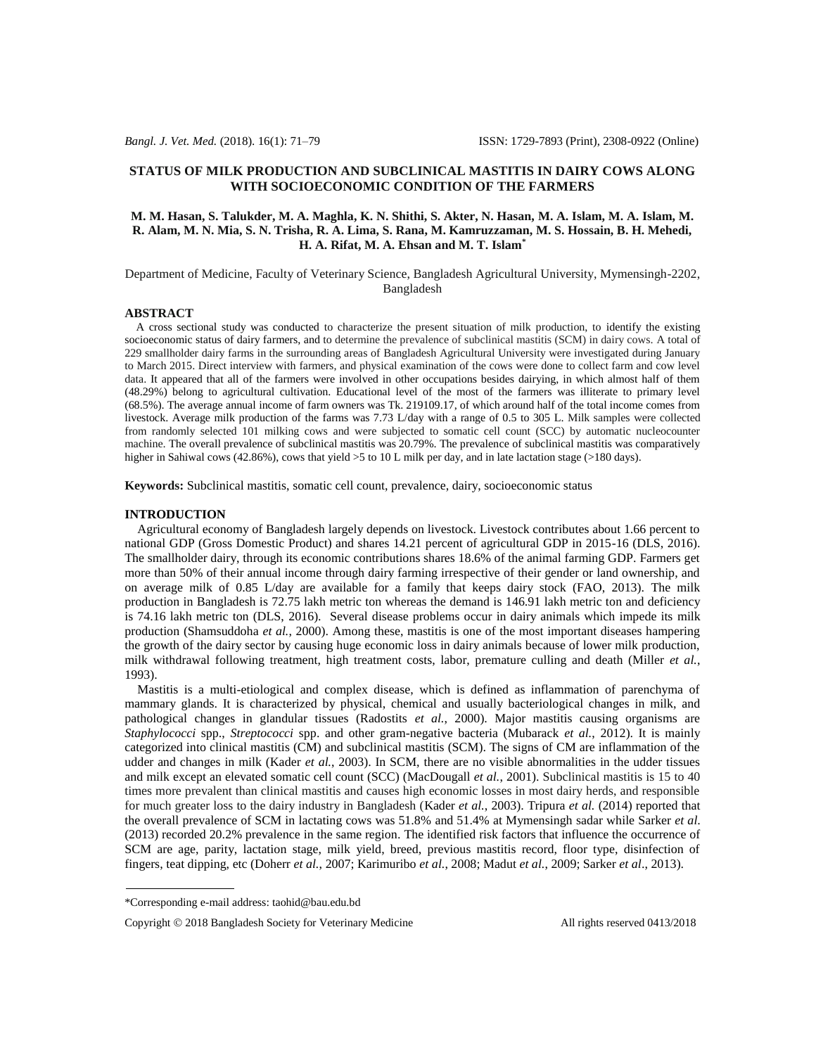# STATUS OF MILK PRODUCTION AND SUBCLINICAL MASTITIS IN DAIRY COWS ALONG WITH SOCIOECONOMIC CONDITION OF THE FARMERS

**M. M. Hasan, S. Talukder, M. A. Maghla, K. N. Shithi, S. Akter, N. Hasan, M. A. Islam, M. A. Islam, M. R. Alam, M. N. Mia, S. N. Trisha, R. A. Lima, S. Rana, M. Kamruzzaman, M. S. Hossain, B. H. Mehedi, H. A. Rifat, M. A. Ehsan and M. T. Islam***

Department of Medicine, Faculty of Veterinary Science, Bangladesh Agricultural University, Mymensingh-2202, Bangladesh

## ABSTRACT

A cross sectional study was conducted to characterize the present situation of milk production, to identify the existing socioeconomic status of dairy farmers, and to determine the prevalence of subclinical mastitis (SCM) in dairy cows. A total of 229 smallholder dairy farms in the surrounding areas of Bangladesh Agricultural University were investigated during January to March 2015. Direct interview with farmers, and physical examination of the cows were done to collect farm and cow level data. It appeared that all of the farmers were involved in other occupations besides dairying, in which almost half of them (48.29%) belong to agricultural cultivation. Educational level of the most of the farmers was illiterate to primary level (68.5%). The average annual income of farm owners was Tk. 219109.17, of which around half of the total income comes from livestock. Average milk production of the farms was 7.73 L/day with a range of 0.5 to 305 L. Milk samples were collected from randomly selected 101 milking cows and were subjected to somatic cell count (SCC) by automatic nucleocounter machine. The overall prevalence of subclinical mastitis was 20.79%. The prevalence of subclinical mastitis was comparatively higher in Sahiwal cows (42.86%), cows that yield >5 to 10 L milk per day, and in late lactation stage (>180 days).

**Keywords:** Subclinical mastitis, somatic cell count, prevalence, dairy, socioeconomic status

## INTRODUCTION

Agricultural economy of Bangladesh largely depends on livestock. Livestock contributes about 1.66 percent to national GDP (Gross Domestic Product) and shares 14.21 percent of agricultural GDP in 2015-16 (DLS, 2016). The smallholder dairy, through its economic contributions shares 18.6% of the animal farming GDP. Farmers get more than 50% of their annual income through dairy farming irrespective of their gender or land ownership, and on average milk of 0.85 L/day are available for a family that keeps dairy stock (FAO, 2013). The milk production in Bangladesh is 72.75 lakh metric ton whereas the demand is 146.91 lakh metric ton and deficiency is 74.16 lakh metric ton (DLS, 2016). Several disease problems occur in dairy animals which impede its milk production (Shamsuddoha *et al.*, 2000). Among these, mastitis is one of the most important diseases hampering the growth of the dairy sector by causing huge economic loss in dairy animals because of lower milk production, milk withdrawal following treatment, high treatment costs, labor, premature culling and death (Miller *et al.*, 1993).

Mastitis is a multi-etiological and complex disease, which is defined as inflammation of parenchyma of mammary glands. It is characterized by physical, chemical and usually bacteriological changes in milk, and pathological changes in glandular tissues (Radostits *et al.*, 2000). Major mastitis causing organisms are *Staphylococci* spp., *Streptococci* spp. and other gram-negative bacteria (Mubarack *et al.*, 2012). It is mainly categorized into clinical mastitis (CM) and subclinical mastitis (SCM). The signs of CM are inflammation of the udder and changes in milk (Kader *et al.*, 2003). In SCM, there are no visible abnormalities in the udder tissues and milk except an elevated somatic cell count (SCC) (MacDougall *et al.*, 2001). Subclinical mastitis is 15 to 40 times more prevalent than clinical mastitis and causes high economic losses in most dairy herds, and responsible for much greater loss to the dairy industry in Bangladesh (Kader *et al.*, 2003). Tripura *et al.* (2014) reported that the overall prevalence of SCM in lactating cows was 51.8% and 51.4% at Mymensingh sadar while Sarker *et al.* (2013) recorded 20.2% prevalence in the same region. The identified risk factors that influence the occurrence of SCM are age, parity, lactation stage, milk yield, breed, previous mastitis record, floor type, disinfection of fingers, teat dipping, etc (Doherr *et al.*, 2007; Karimuribo *et al.*, 2008; Madut *et al.*, 2009; Sarker *et al*., 2013).

*Corresponding e-mail address: taohid@bau.edu.bd

Copyright © 2018 Bangladesh Society for Veterinary Medicine All rights reserved 0413/2018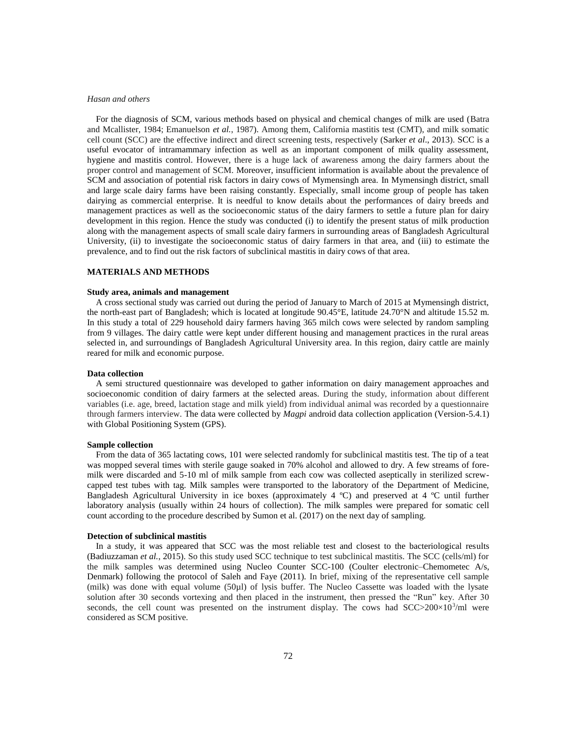For the diagnosis of SCM, various methods based on physical and chemical changes of milk are used (Batra and Mcallister, 1984; Emanuelson *et al.*, 1987). Among them, California mastitis test (CMT), and milk somatic cell count (SCC) are the effective indirect and direct screening tests, respectively (Sarker *et al*., 2013). SCC is a useful evocator of intramammary infection as well as an important component of milk quality assessment, hygiene and mastitis control. However, there is a huge lack of awareness among the dairy farmers about the proper control and management of SCM. Moreover, insufficient information is available about the prevalence of SCM and association of potential risk factors in dairy cows of Mymensingh area. In Mymensingh district, small and large scale dairy farms have been raising constantly. Especially, small income group of people has taken dairying as commercial enterprise. It is needful to know details about the performances of dairy breeds and management practices as well as the socioeconomic status of the dairy farmers to settle a future plan for dairy development in this region. Hence the study was conducted (i) to identify the present status of milk production along with the management aspects of small scale dairy farmers in surrounding areas of Bangladesh Agricultural University, (ii) to investigate the socioeconomic status of dairy farmers in that area, and (iii) to estimate the prevalence, and to find out the risk factors of subclinical mastitis in dairy cows of that area.

## MATERIALS AND METHODS

### Study area, animals and management

A cross sectional study was carried out during the period of January to March of 2015 at Mymensingh district, the north-east part of Bangladesh; which is located at longitude 90.45°E, latitude 24.70°N and altitude 15.52 m. In this study a total of 229 household dairy farmers having 365 milch cows were selected by random sampling from 9 villages. The dairy cattle were kept under different housing and management practices in the rural areas selected in, and surroundings of Bangladesh Agricultural University area. In this region, dairy cattle are mainly reared for milk and economic purpose.

### Data collection

A semi structured questionnaire was developed to gather information on dairy management approaches and socioeconomic condition of dairy farmers at the selected areas. During the study, information about different variables (i.e. age, breed, lactation stage and milk yield) from individual animal was recorded by a questionnaire through farmers interview. The data were collected by *Magpi* android data collection application (Version-5.4.1) with Global Positioning System (GPS).

### Sample collection

From the data of 365 lactating cows, 101 were selected randomly for subclinical mastitis test. The tip of a teat was mopped several times with sterile gauge soaked in 70% alcohol and allowed to dry. A few streams of fore-milk were discarded and 5-10 ml of milk sample from each cow was collected aseptically in sterilized screw-capped test tubes with tag. Milk samples were transported to the laboratory of the Department of Medicine, Bangladesh Agricultural University in ice boxes (approximately 4 ºC) and preserved at 4 ºC until further laboratory analysis (usually within 24 hours of collection). The milk samples were prepared for somatic cell count according to the procedure described by Sumon et al. (2017) on the next day of sampling.

### Detection of subclinical mastitis

In a study, it was appeared that SCC was the most reliable test and closest to the bacteriological results (Badiuzzaman *et al.*, 2015). So this study used SCC technique to test subclinical mastitis. The SCC (cells/ml) for the milk samples was determined using Nucleo Counter SCC-100 (Coulter electronic–Chemometec A/s, Denmark) following the protocol of Saleh and Faye (2011). In brief, mixing of the representative cell sample (milk) was done with equal volume (50µl) of lysis buffer. The Nucleo Cassette was loaded with the lysate solution after 30 seconds vortexing and then placed in the instrument, then pressed the "Run" key. After 30 seconds, the cell count was presented on the instrument display. The cows had $SCC>200\times10^3$/ml were considered as SCM positive.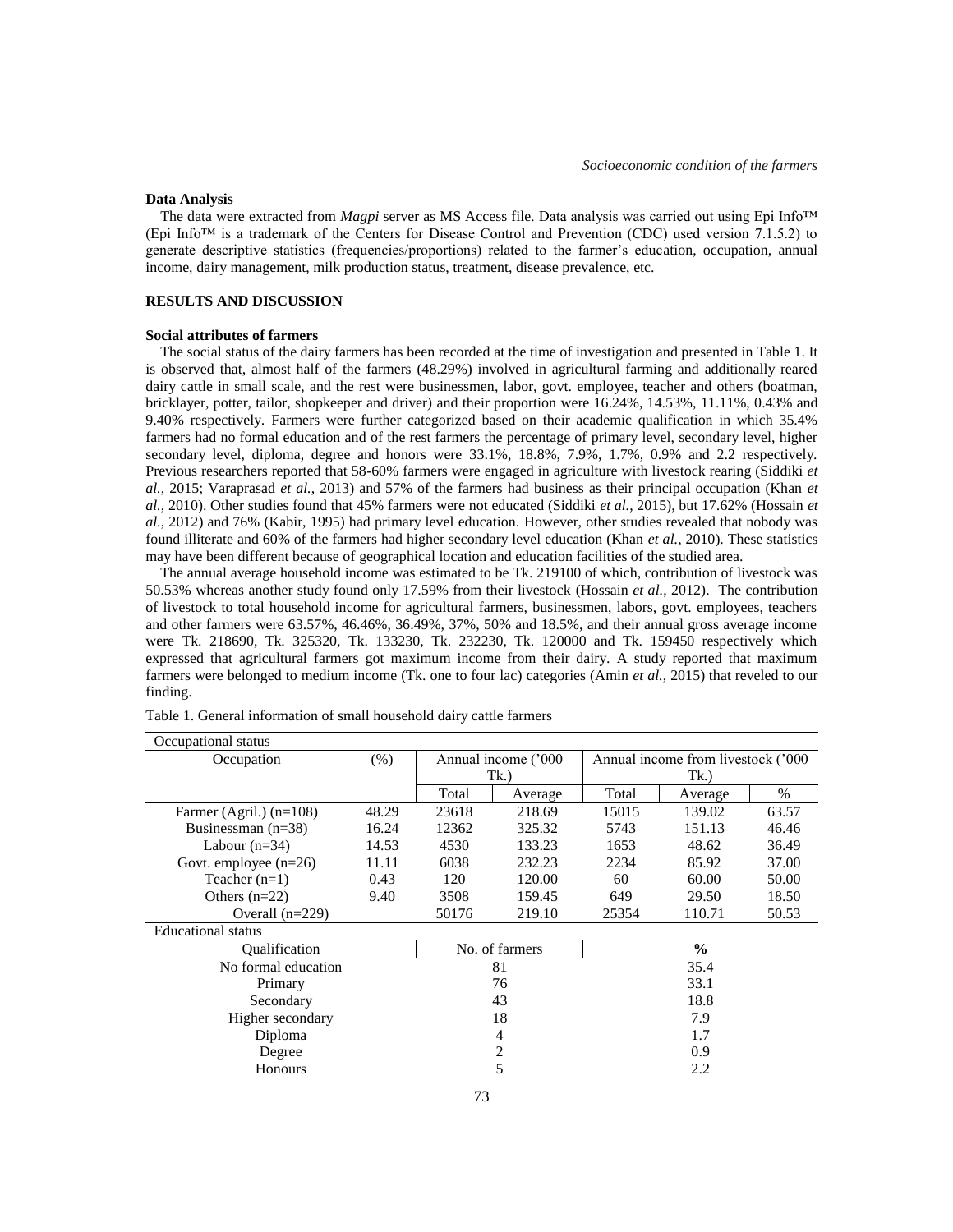### Data Analysis

The data were extracted from *Magpi* server as MS Access file. Data analysis was carried out using Epi Info™ (Epi Info™ is a trademark of the Centers for Disease Control and Prevention (CDC) used version 7.1.5.2) to generate descriptive statistics (frequencies/proportions) related to the farmer's education, occupation, annual income, dairy management, milk production status, treatment, disease prevalence, etc.

## RESULTS AND DISCUSSION

### Social attributes of farmers

The social status of the dairy farmers has been recorded at the time of investigation and presented in Table 1. It is observed that, almost half of the farmers (48.29%) involved in agricultural farming and additionally reared dairy cattle in small scale, and the rest were businessmen, labor, govt. employee, teacher and others (boatman, bricklayer, potter, tailor, shopkeeper and driver) and their proportion were 16.24%, 14.53%, 11.11%, 0.43% and 9.40% respectively. Farmers were further categorized based on their academic qualification in which 35.4% farmers had no formal education and of the rest farmers the percentage of primary level, secondary level, higher secondary level, diploma, degree and honors were 33.1%, 18.8%, 7.9%, 1.7%, 0.9% and 2.2 respectively. Previous researchers reported that 58-60% farmers were engaged in agriculture with livestock rearing (Siddiki *et al.*, 2015; Varaprasad *et al.*, 2013) and 57% of the farmers had business as their principal occupation (Khan *et al.*, 2010). Other studies found that 45% farmers were not educated (Siddiki *et al.*, 2015), but 17.62% (Hossain *et al.*, 2012) and 76% (Kabir, 1995) had primary level education. However, other studies revealed that nobody was found illiterate and 60% of the farmers had higher secondary level education (Khan *et al.*, 2010). These statistics may have been different because of geographical location and education facilities of the studied area.

The annual average household income was estimated to be Tk. 219100 of which, contribution of livestock was 50.53% whereas another study found only 17.59% from their livestock (Hossain *et al.*, 2012). The contribution of livestock to total household income for agricultural farmers, businessmen, labors, govt. employees, teachers and other farmers were 63.57%, 46.46%, 36.49%, 37%, 50% and 18.5%, and their annual gross average income were Tk. 218690, Tk. 325320, Tk. 133230, Tk. 232230, Tk. 120000 and Tk. 159450 respectively which expressed that agricultural farmers got maximum income from their dairy. A study reported that maximum farmers were belonged to medium income (Tk. one to four lac) categories (Amin *et al.*, 2015) that reveled to our finding.

Table 1. General information of small household dairy cattle farmers

| Occupational status | | | | | | |
|---|---|---|---|---|---|---|
| Occupation | (%) | Annual income ('000 Tk.) | | Annual income from livestock ('000 Tk.) | | |
| | | Total | Average | Total | Average | % |
| Farmer (Agril.) (n=108) | 48.29 | 23618 | 218.69 | 15015 | 139.02 | 63.57 |
| Businessman (n=38) | 16.24 | 12362 | 325.32 | 5743 | 151.13 | 46.46 |
| Labour (n=34) | 14.53 | 4530 | 133.23 | 1653 | 48.62 | 36.49 |
| Govt. employee (n=26) | 11.11 | 6038 | 232.23 | 2234 | 85.92 | 37.00 |
| Teacher (n=1) | 0.43 | 120 | 120.00 | 60 | 60.00 | 50.00 |
| Others (n=22) | 9.40 | 3508 | 159.45 | 649 | 29.50 | 18.50 |
| Overall (n=229) | | 50176 | 219.10 | 25354 | 110.71 | 50.53 |

| Educational status | | |
|---|---|---|
| Qualification | No. of farmers | **%** |
| No formal education | 81 | 35.4 |
| Primary | 76 | 33.1 |
| Secondary | 43 | 18.8 |
| Higher secondary | 18 | 7.9 |
| Diploma | 4 | 1.7 |
| Degree | 2 | 0.9 |
| Honours | 5 | 2.2 |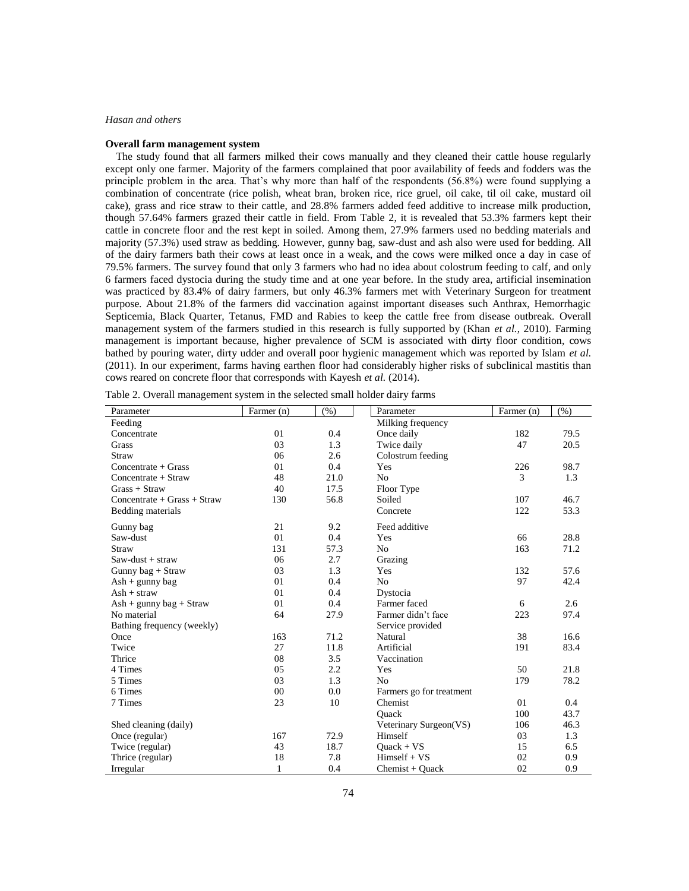## Overall farm management system

The study found that all farmers milked their cows manually and they cleaned their cattle house regularly except only one farmer. Majority of the farmers complained that poor availability of feeds and fodders was the principle problem in the area. That's why more than half of the respondents (56.8%) were found supplying a combination of concentrate (rice polish, wheat bran, broken rice, rice gruel, oil cake, til oil cake, mustard oil cake), grass and rice straw to their cattle, and 28.8% farmers added feed additive to increase milk production, though 57.64% farmers grazed their cattle in field. From Table 2, it is revealed that 53.3% farmers kept their cattle in concrete floor and the rest kept in soiled. Among them, 27.9% farmers used no bedding materials and majority (57.3%) used straw as bedding. However, gunny bag, saw-dust and ash also were used for bedding. All of the dairy farmers bath their cows at least once in a weak, and the cows were milked once a day in case of 79.5% farmers. The survey found that only 3 farmers who had no idea about colostrum feeding to calf, and only 6 farmers faced dystocia during the study time and at one year before. In the study area, artificial insemination was practiced by 83.4% of dairy farmers, but only 46.3% farmers met with Veterinary Surgeon for treatment purpose. About 21.8% of the farmers did vaccination against important diseases such Anthrax, Hemorrhagic Septicemia, Black Quarter, Tetanus, FMD and Rabies to keep the cattle free from disease outbreak. Overall management system of the farmers studied in this research is fully supported by (Khan *et al.*, 2010). Farming management is important because, higher prevalence of SCM is associated with dirty floor condition, cows bathed by pouring water, dirty udder and overall poor hygienic management which was reported by Islam *et al.* (2011). In our experiment, farms having earthen floor had considerably higher risks of subclinical mastitis than cows reared on concrete floor that corresponds with Kayesh *et al.* (2014).

Table 2. Overall management system in the selected small holder dairy farms

| Parameter | Farmer (n) | (%) | Parameter | Farmer (n) | (%) |
|---|---|---|---|---|---|
| Feeding | | | Milking frequency | | |
| Concentrate | 01 | 0.4 | Once daily | 182 | 79.5 |
| Grass | 03 | 1.3 | Twice daily | 47 | 20.5 |
| Straw | 06 | 2.6 | Colostrum feeding | | |
| Concentrate + Grass | 01 | 0.4 | Yes | 226 | 98.7 |
| Concentrate + Straw | 48 | 21.0 | No | 3 | 1.3 |
| Grass + Straw | 40 | 17.5 | Floor Type | | |
| Concentrate + Grass + Straw | 130 | 56.8 | Soiled | 107 | 46.7 |
| Bedding materials | | | Concrete | 122 | 53.3 |
| Gunny bag | 21 | 9.2 | Feed additive | | |
| Saw-dust | 01 | 0.4 | Yes | 66 | 28.8 |
| Straw | 131 | 57.3 | No | 163 | 71.2 |
| Saw-dust + straw | 06 | 2.7 | Grazing | | |
| Gunny bag + Straw | 03 | 1.3 | Yes | 132 | 57.6 |
| Ash + gunny bag | 01 | 0.4 | No | 97 | 42.4 |
| Ash + straw | 01 | 0.4 | Dystocia | | |
| Ash + gunny bag + Straw | 01 | 0.4 | Farmer faced | 6 | 2.6 |
| No material | 64 | 27.9 | Farmer didn't face | 223 | 97.4 |
| Bathing frequency (weekly) | | | Service provided | | |
| Once | 163 | 71.2 | Natural | 38 | 16.6 |
| Twice | 27 | 11.8 | Artificial | 191 | 83.4 |
| Thrice | 08 | 3.5 | Vaccination | | |
| 4 Times | 05 | 2.2 | Yes | 50 | 21.8 |
| 5 Times | 03 | 1.3 | No | 179 | 78.2 |
| 6 Times | 00 | 0.0 | Farmers go for treatment | | |
| 7 Times | 23 | 10 | Chemist | 01 | 0.4 |
| | | | Quack | 100 | 43.7 |
| Shed cleaning (daily) | | | Veterinary Surgeon(VS) | 106 | 46.3 |
| Once (regular) | 167 | 72.9 | Himself | 03 | 1.3 |
| Twice (regular) | 43 | 18.7 | Quack + VS | 15 | 6.5 |
| Thrice (regular) | 18 | 7.8 | Himself + VS | 02 | 0.9 |
| Irregular | 1 | 0.4 | Chemist + Quack | 02 | 0.9 |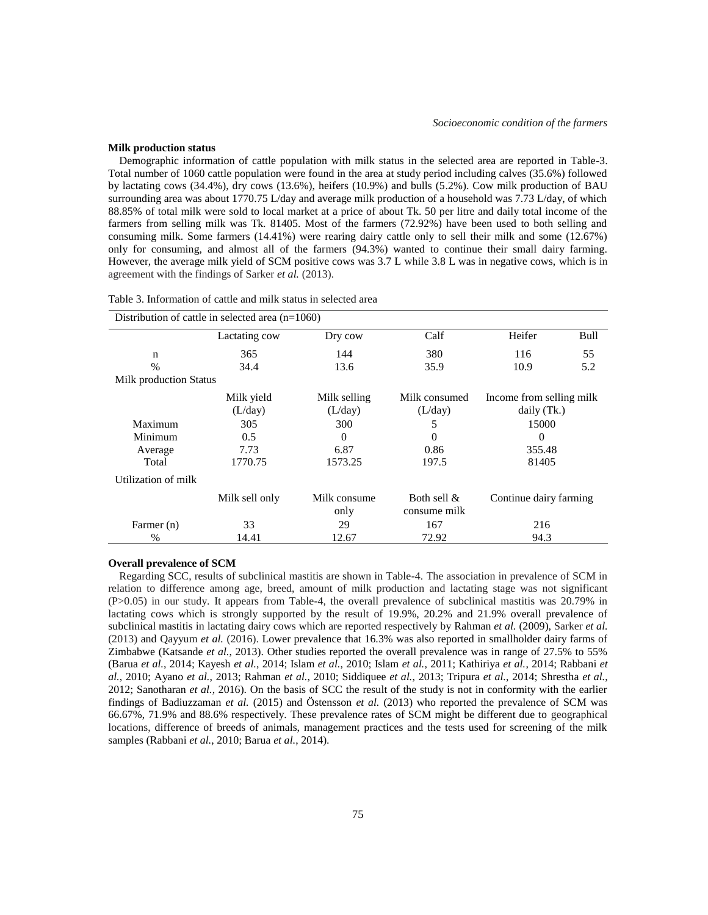**Milk production status**

Demographic information of cattle population with milk status in the selected area are reported in Table-3. Total number of 1060 cattle population were found in the area at study period including calves (35.6%) followed by lactating cows (34.4%), dry cows (13.6%), heifers (10.9%) and bulls (5.2%). Cow milk production of BAU surrounding area was about 1770.75 L/day and average milk production of a household was 7.73 L/day, of which 88.85% of total milk were sold to local market at a price of about Tk. 50 per litre and daily total income of the farmers from selling milk was Tk. 81405. Most of the farmers (72.92%) have been used to both selling and consuming milk. Some farmers (14.41%) were rearing dairy cattle only to sell their milk and some (12.67%) only for consuming, and almost all of the farmers (94.3%) wanted to continue their small dairy farming. However, the average milk yield of SCM positive cows was 3.7 L while 3.8 L was in negative cows, which is in agreement with the findings of Sarker *et al.* (2013).

Table 3. Information of cattle and milk status in selected area

| Distribution of cattle in selected area (n=1060) | | | | | |
|---|---|---|---|---|---|
| | Lactating cow | Dry cow | Calf | Heifer | Bull |
| n | 365 | 144 | 380 | 116 | 55 |
| % | 34.4 | 13.6 | 35.9 | 10.9 | 5.2 |
| Milk production Status | | | | | |
| | Milk yield (L/day) | Milk selling (L/day) | Milk consumed (L/day) | Income from selling milk daily (Tk.) | |
| Maximum | 305 | 300 | 5 | 15000 | |
| Minimum | 0.5 | 0 | 0 | 0 | |
| Average | 7.73 | 6.87 | 0.86 | 355.48 | |
| Total | 1770.75 | 1573.25 | 197.5 | 81405 | |
| Utilization of milk | | | | | |
| | Milk sell only | Milk consume only | Both sell & consume milk | Continue dairy farming | |
| Farmer (n) | 33 | 29 | 167 | 216 | |
| % | 14.41 | 12.67 | 72.92 | 94.3 | |

**Overall prevalence of SCM**

Regarding SCC, results of subclinical mastitis are shown in Table-4. The association in prevalence of SCM in relation to difference among age, breed, amount of milk production and lactating stage was not significant (P>0.05) in our study. It appears from Table-4, the overall prevalence of subclinical mastitis was 20.79% in lactating cows which is strongly supported by the result of 19.9%, 20.2% and 21.9% overall prevalence of subclinical mastitis in lactating dairy cows which are reported respectively by Rahman *et al.* (2009), Sarker *et al.* (2013) and Qayyum *et al.* (2016). Lower prevalence that 16.3% was also reported in smallholder dairy farms of Zimbabwe (Katsande *et al.*, 2013). Other studies reported the overall prevalence was in range of 27.5% to 55% (Barua *et al.*, 2014; Kayesh *et al.*, 2014; Islam *et al.*, 2010; Islam *et al.*, 2011; Kathiriya *et al.*, 2014; Rabbani *et al.*, 2010; Ayano *et al.*, 2013; Rahman *et al.*, 2010; Siddiquee *et al.*, 2013; Tripura *et al.*, 2014; Shrestha *et al.*, 2012; Sanotharan *et al.*, 2016). On the basis of SCC the result of the study is not in conformity with the earlier findings of Badiuzzaman *et al.* (2015) and Östensson *et al.* (2013) who reported the prevalence of SCM was 66.67%, 71.9% and 88.6% respectively. These prevalence rates of SCM might be different due to geographical locations, difference of breeds of animals, management practices and the tests used for screening of the milk samples (Rabbani *et al.*, 2010; Barua *et al.*, 2014).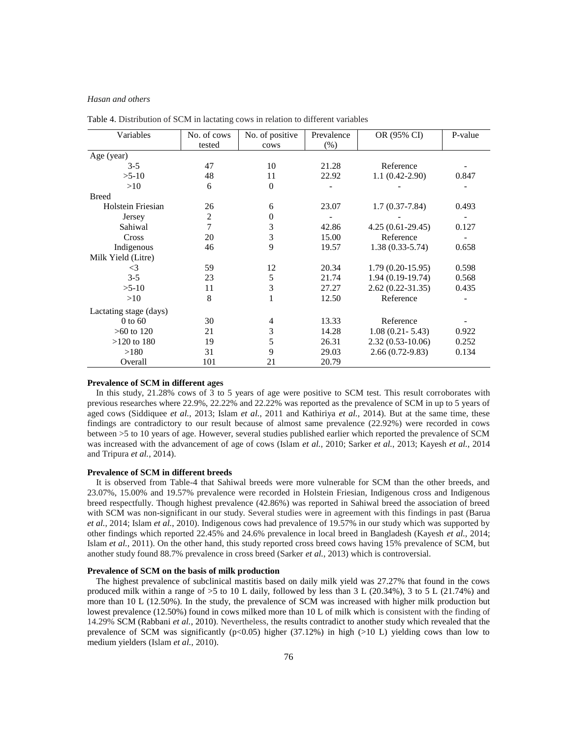Table 4. Distribution of SCM in lactating cows in relation to different variables

| Variables | No. of cows tested | No. of positive cows | Prevalence (%) | OR (95% CI) | P-value |
|---|---|---|---|---|---|
| Age (year) | | | | | |
| 3-5 | 47 | 10 | 21.28 | Reference | - |
| >5-10 | 48 | 11 | 22.92 | 1.1 (0.42-2.90) | 0.847 |
| >10 | 6 | 0 | - | - | - |
| Breed | | | | | |
| Holstein Friesian | 26 | 6 | 23.07 | 1.7 (0.37-7.84) | 0.493 |
| Jersey | 2 | 0 | - | - | - |
| Sahiwal | 7 | 3 | 42.86 | 4.25 (0.61-29.45) | 0.127 |
| Cross | 20 | 3 | 15.00 | Reference | - |
| Indigenous | 46 | 9 | 19.57 | 1.38 (0.33-5.74) | 0.658 |
| Milk Yield (Litre) | | | | | |
| <3 | 59 | 12 | 20.34 | 1.79 (0.20-15.95) | 0.598 |
| 3-5 | 23 | 5 | 21.74 | 1.94 (0.19-19.74) | 0.568 |
| >5-10 | 11 | 3 | 27.27 | 2.62 (0.22-31.35) | 0.435 |
| >10 | 8 | 1 | 12.50 | Reference | - |
| Lactating stage (days) | | | | | |
| 0 to 60 | 30 | 4 | 13.33 | Reference | - |
| >60 to 120 | 21 | 3 | 14.28 | 1.08 (0.21- 5.43) | 0.922 |
| >120 to 180 | 19 | 5 | 26.31 | 2.32 (0.53-10.06) | 0.252 |
| >180 | 31 | 9 | 29.03 | 2.66 (0.72-9.83) | 0.134 |
| Overall | 101 | 21 | 20.79 | | |

**Prevalence of SCM in different ages**

In this study, 21.28% cows of 3 to 5 years of age were positive to SCM test. This result corroborates with previous researches where 22.9%, 22.22% and 22.22% was reported as the prevalence of SCM in up to 5 years of aged cows (Siddiquee *et al.*, 2013; Islam *et al.*, 2011 and Kathiriya *et al.*, 2014). But at the same time, these findings are contradictory to our result because of almost same prevalence (22.92%) were recorded in cows between >5 to 10 years of age. However, several studies published earlier which reported the prevalence of SCM was increased with the advancement of age of cows (Islam *et al.*, 2010; Sarker *et al.*, 2013; Kayesh *et al.*, 2014 and Tripura *et al.*, 2014).

**Prevalence of SCM in different breeds**

It is observed from Table-4 that Sahiwal breeds were more vulnerable for SCM than the other breeds, and 23.07%, 15.00% and 19.57% prevalence were recorded in Holstein Friesian, Indigenous cross and Indigenous breed respectfully. Though highest prevalence (42.86%) was reported in Sahiwal breed the association of breed with SCM was non-significant in our study. Several studies were in agreement with this findings in past (Barua *et al.*, 2014; Islam *et al.*, 2010). Indigenous cows had prevalence of 19.57% in our study which was supported by other findings which reported 22.45% and 24.6% prevalence in local breed in Bangladesh (Kayesh *et al.*, 2014; Islam *et al.*, 2011). On the other hand, this study reported cross breed cows having 15% prevalence of SCM, but another study found 88.7% prevalence in cross breed (Sarker *et al.*, 2013) which is controversial.

**Prevalence of SCM on the basis of milk production**

The highest prevalence of subclinical mastitis based on daily milk yield was 27.27% that found in the cows produced milk within a range of >5 to 10 L daily, followed by less than 3 L (20.34%), 3 to 5 L (21.74%) and more than 10 L (12.50%). In the study, the prevalence of SCM was increased with higher milk production but lowest prevalence (12.50%) found in cows milked more than 10 L of milk which is consistent with the finding of 14.29% SCM (Rabbani *et al.*, 2010). Nevertheless, the results contradict to another study which revealed that the prevalence of SCM was significantly ($p<0.05$) higher (37.12%) in high (>10 L) yielding cows than low to medium yielders (Islam *et al.*, 2010).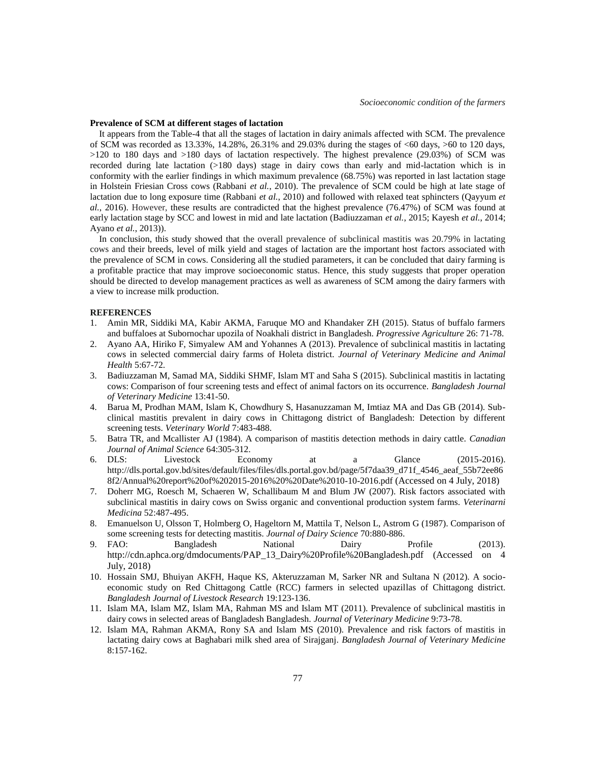**Prevalence of SCM at different stages of lactation**

It appears from the Table-4 that all the stages of lactation in dairy animals affected with SCM. The prevalence of SCM was recorded as 13.33%, 14.28%, 26.31% and 29.03% during the stages of <60 days, >60 to 120 days, >120 to 180 days and >180 days of lactation respectively. The highest prevalence (29.03%) of SCM was recorded during late lactation (>180 days) stage in dairy cows than early and mid-lactation which is in conformity with the earlier findings in which maximum prevalence (68.75%) was reported in last lactation stage in Holstein Friesian Cross cows (Rabbani *et al.*, 2010). The prevalence of SCM could be high at late stage of lactation due to long exposure time (Rabbani *et al.*, 2010) and followed with relaxed teat sphincters (Qayyum *et al.*, 2016). However, these results are contradicted that the highest prevalence (76.47%) of SCM was found at early lactation stage by SCC and lowest in mid and late lactation (Badiuzzaman *et al.*, 2015; Kayesh *et al.*, 2014; Ayano *et al.*, 2013)).

In conclusion, this study showed that the overall prevalence of subclinical mastitis was 20.79% in lactating cows and their breeds, level of milk yield and stages of lactation are the important host factors associated with the prevalence of SCM in cows. Considering all the studied parameters, it can be concluded that dairy farming is a profitable practice that may improve socioeconomic status. Hence, this study suggests that proper operation should be directed to develop management practices as well as awareness of SCM among the dairy farmers with a view to increase milk production.

**REFERENCES**

1. Amin MR, Siddiki MA, Kabir AKMA, Faruque MO and Khandaker ZH (2015). Status of buffalo farmers and buffaloes at Subornochar upozila of Noakhali district in Bangladesh. *Progressive Agriculture* 26: 71-78.
2. Ayano AA, Hiriko F, Simyalew AM and Yohannes A (2013). Prevalence of subclinical mastitis in lactating cows in selected commercial dairy farms of Holeta district. *Journal of Veterinary Medicine and Animal Health* 5:67-72.
3. Badiuzzaman M, Samad MA, Siddiki SHMF, Islam MT and Saha S (2015). Subclinical mastitis in lactating cows: Comparison of four screening tests and effect of animal factors on its occurrence. *Bangladesh Journal of Veterinary Medicine* 13:41-50.
4. Barua M, Prodhan MAM, Islam K, Chowdhury S, Hasanuzzaman M, Imtiaz MA and Das GB (2014). Sub-clinical mastitis prevalent in dairy cows in Chittagong district of Bangladesh: Detection by different screening tests. *Veterinary World* 7:483-488.
5. Batra TR, and Mcallister AJ (1984). A comparison of mastitis detection methods in dairy cattle. *Canadian Journal of Animal Science* 64:305-312.
6. DLS: Livestock Economy at a Glance (2015-2016). http://dls.portal.gov.bd/sites/default/files/files/dls.portal.gov.bd/page/5f7daa39_d71f_4546_aeaf_55b72ee868f2/Annual%20report%20of%202015-2016%20%20Date%2010-10-2016.pdf (Accessed on 4 July, 2018)
7. Doherr MG, Roesch M, Schaeren W, Schallibaum M and Blum JW (2007). Risk factors associated with subclinical mastitis in dairy cows on Swiss organic and conventional production system farms. *Veterinarni Medicina* 52:487-495.
8. Emanuelson U, Olsson T, Holmberg O, Hageltorn M, Mattila T, Nelson L, Astrom G (1987). Comparison of some screening tests for detecting mastitis. *Journal of Dairy Science* 70:880-886.
9. FAO: Bangladesh National Dairy Profile (2013). http://cdn.aphca.org/dmdocuments/PAP_13_Dairy%20Profile%20Bangladesh.pdf (Accessed on 4 July, 2018)
10. Hossain SMJ, Bhuiyan AKFH, Haque KS, Akteruzzaman M, Sarker NR and Sultana N (2012). A socio-economic study on Red Chittagong Cattle (RCC) farmers in selected upazillas of Chittagong district. *Bangladesh Journal of Livestock Research* 19:123-136.
11. Islam MA, Islam MZ, Islam MA, Rahman MS and Islam MT (2011). Prevalence of subclinical mastitis in dairy cows in selected areas of Bangladesh Bangladesh. *Journal of Veterinary Medicine* 9:73-78.
12. Islam MA, Rahman AKMA, Rony SA and Islam MS (2010). Prevalence and risk factors of mastitis in lactating dairy cows at Baghabari milk shed area of Sirajganj. *Bangladesh Journal of Veterinary Medicine* 8:157-162.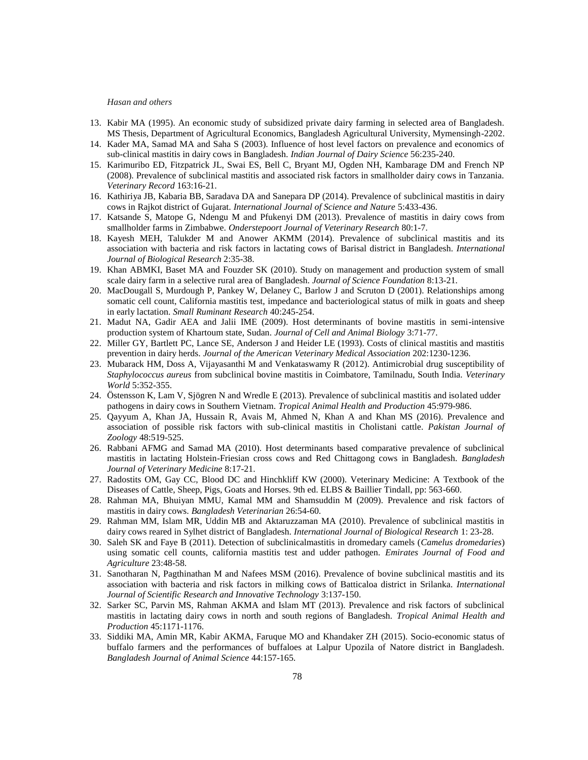13. Kabir MA (1995). An economic study of subsidized private dairy farming in selected area of Bangladesh. MS Thesis, Department of Agricultural Economics, Bangladesh Agricultural University, Mymensingh-2202.
14. Kader MA, Samad MA and Saha S (2003). Influence of host level factors on prevalence and economics of sub-clinical mastitis in dairy cows in Bangladesh. *Indian Journal of Dairy Science* 56:235-240.
15. Karimuribo ED, Fitzpatrick JL, Swai ES, Bell C, Bryant MJ, Ogden NH, Kambarage DM and French NP (2008). Prevalence of subclinical mastitis and associated risk factors in smallholder dairy cows in Tanzania. *Veterinary Record* 163:16-21.
16. Kathiriya JB, Kabaria BB, Saradava DA and Sanepara DP (2014). Prevalence of subclinical mastitis in dairy cows in Rajkot district of Gujarat. *International Journal of Science and Nature* 5:433-436.
17. Katsande S, Matope G, Ndengu M and Pfukenyi DM (2013). Prevalence of mastitis in dairy cows from smallholder farms in Zimbabwe. *Onderstepoort Journal of Veterinary Research* 80:1-7.
18. Kayesh MEH, Talukder M and Anower AKMM (2014). Prevalence of subclinical mastitis and its association with bacteria and risk factors in lactating cows of Barisal district in Bangladesh. *International Journal of Biological Research* 2:35-38.
19. Khan ABMKI, Baset MA and Fouzder SK (2010). Study on management and production system of small scale dairy farm in a selective rural area of Bangladesh. *Journal of Science Foundation* 8:13-21.
20. MacDougall S, Murdough P, Pankey W, Delaney C, Barlow J and Scruton D (2001). Relationships among somatic cell count, California mastitis test, impedance and bacteriological status of milk in goats and sheep in early lactation. *Small Ruminant Research* 40:245-254.
21. Madut NA, Gadir AEA and Jalii IME (2009). Host determinants of bovine mastitis in semi-intensive production system of Khartoum state, Sudan. *Journal of Cell and Animal Biology* 3:71-77.
22. Miller GY, Bartlett PC, Lance SE, Anderson J and Heider LE (1993). Costs of clinical mastitis and mastitis prevention in dairy herds. *Journal of the American Veterinary Medical Association* 202:1230-1236.
23. Mubarack HM, Doss A, Vijayasanthi M and Venkataswamy R (2012). Antimicrobial drug susceptibility of *Staphylococcus aureus* from subclinical bovine mastitis in Coimbatore, Tamilnadu, South India. *Veterinary World* 5:352-355.
24. Östensson K, Lam V, Sjögren N and Wredle E (2013). Prevalence of subclinical mastitis and isolated udder pathogens in dairy cows in Southern Vietnam. *Tropical Animal Health and Production* 45:979-986.
25. Qayyum A, Khan JA, Hussain R, Avais M, Ahmed N, Khan A and Khan MS (2016). Prevalence and association of possible risk factors with sub-clinical mastitis in Cholistani cattle. *Pakistan Journal of Zoology* 48:519-525.
26. Rabbani AFMG and Samad MA (2010). Host determinants based comparative prevalence of subclinical mastitis in lactating Holstein-Friesian cross cows and Red Chittagong cows in Bangladesh. *Bangladesh Journal of Veterinary Medicine* 8:17-21.
27. Radostits OM, Gay CC, Blood DC and Hinchkliff KW (2000). Veterinary Medicine: A Textbook of the Diseases of Cattle, Sheep, Pigs, Goats and Horses. 9th ed. ELBS & Baillier Tindall, pp: 563-660.
28. Rahman MA, Bhuiyan MMU, Kamal MM and Shamsuddin M (2009). Prevalence and risk factors of mastitis in dairy cows. *Bangladesh Veterinarian* 26:54-60.
29. Rahman MM, Islam MR, Uddin MB and Aktaruzzaman MA (2010). Prevalence of subclinical mastitis in dairy cows reared in Sylhet district of Bangladesh. *International Journal of Biological Research* 1: 23-28.
30. Saleh SK and Faye B (2011). Detection of subclinicalmastitis in dromedary camels (*Camelus dromedaries*) using somatic cell counts, california mastitis test and udder pathogen. *Emirates Journal of Food and Agriculture* 23:48-58.
31. Sanotharan N, Pagthinathan M and Nafees MSM (2016). Prevalence of bovine subclinical mastitis and its association with bacteria and risk factors in milking cows of Batticaloa district in Srilanka. *International Journal of Scientific Research and Innovative Technology* 3:137-150.
32. Sarker SC, Parvin MS, Rahman AKMA and Islam MT (2013). Prevalence and risk factors of subclinical mastitis in lactating dairy cows in north and south regions of Bangladesh. *Tropical Animal Health and Production* 45:1171-1176.
33. Siddiki MA, Amin MR, Kabir AKMA, Faruque MO and Khandaker ZH (2015). Socio-economic status of buffalo farmers and the performances of buffaloes at Lalpur Upozila of Natore district in Bangladesh. *Bangladesh Journal of Animal Science* 44:157-165.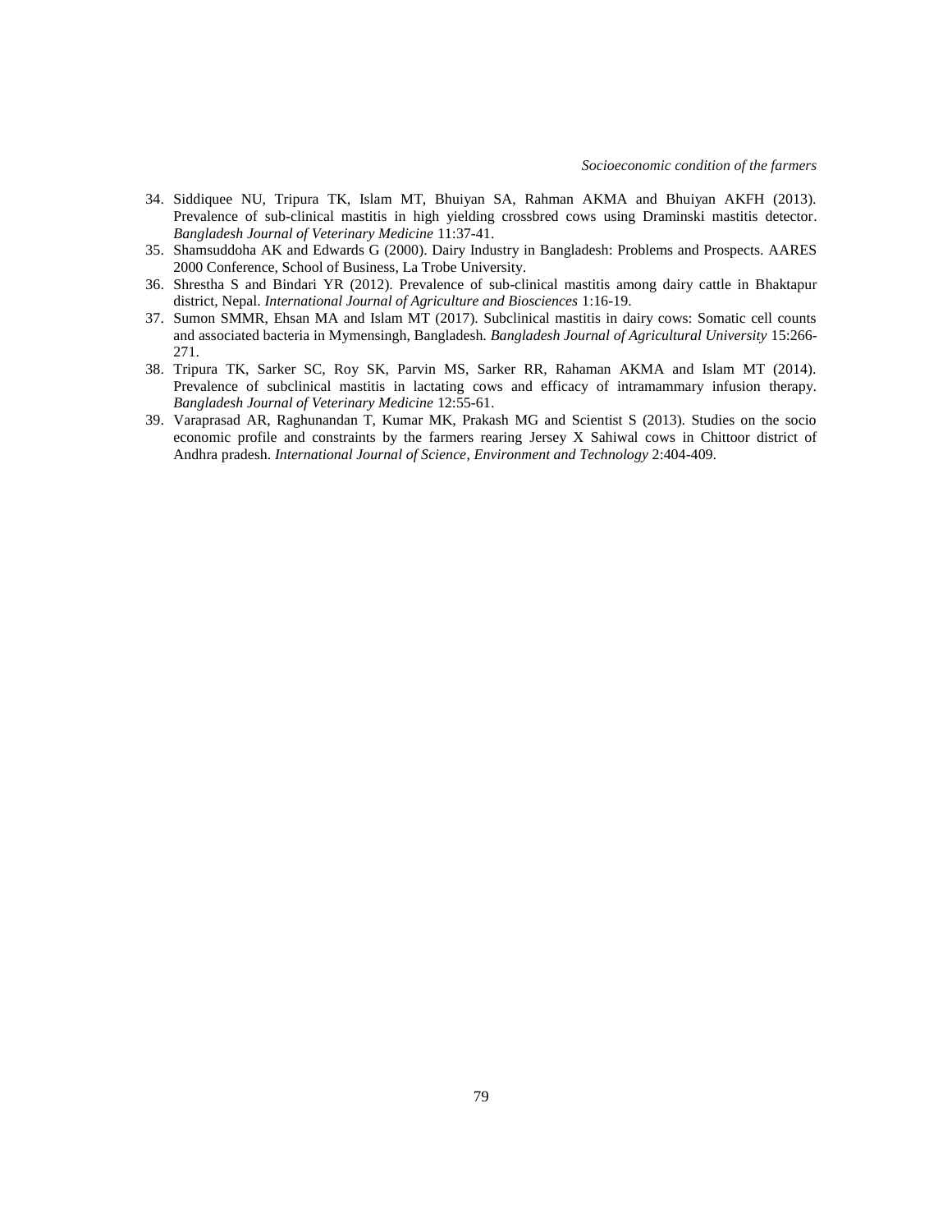34. Siddiquee NU, Tripura TK, Islam MT, Bhuiyan SA, Rahman AKMA and Bhuiyan AKFH (2013). Prevalence of sub-clinical mastitis in high yielding crossbred cows using Draminski mastitis detector. *Bangladesh Journal of Veterinary Medicine* 11:37-41.
35. Shamsuddoha AK and Edwards G (2000). Dairy Industry in Bangladesh: Problems and Prospects. AARES 2000 Conference, School of Business, La Trobe University.
36. Shrestha S and Bindari YR (2012). Prevalence of sub-clinical mastitis among dairy cattle in Bhaktapur district, Nepal. *International Journal of Agriculture and Biosciences* 1:16-19.
37. Sumon SMMR, Ehsan MA and Islam MT (2017). Subclinical mastitis in dairy cows: Somatic cell counts and associated bacteria in Mymensingh, Bangladesh. *Bangladesh Journal of Agricultural University* 15:266-271.
38. Tripura TK, Sarker SC, Roy SK, Parvin MS, Sarker RR, Rahaman AKMA and Islam MT (2014). Prevalence of subclinical mastitis in lactating cows and efficacy of intramammary infusion therapy. *Bangladesh Journal of Veterinary Medicine* 12:55-61.
39. Varaprasad AR, Raghunandan T, Kumar MK, Prakash MG and Scientist S (2013). Studies on the socio economic profile and constraints by the farmers rearing Jersey X Sahiwal cows in Chittoor district of Andhra pradesh. *International Journal of Science, Environment and Technology* 2:404-409.